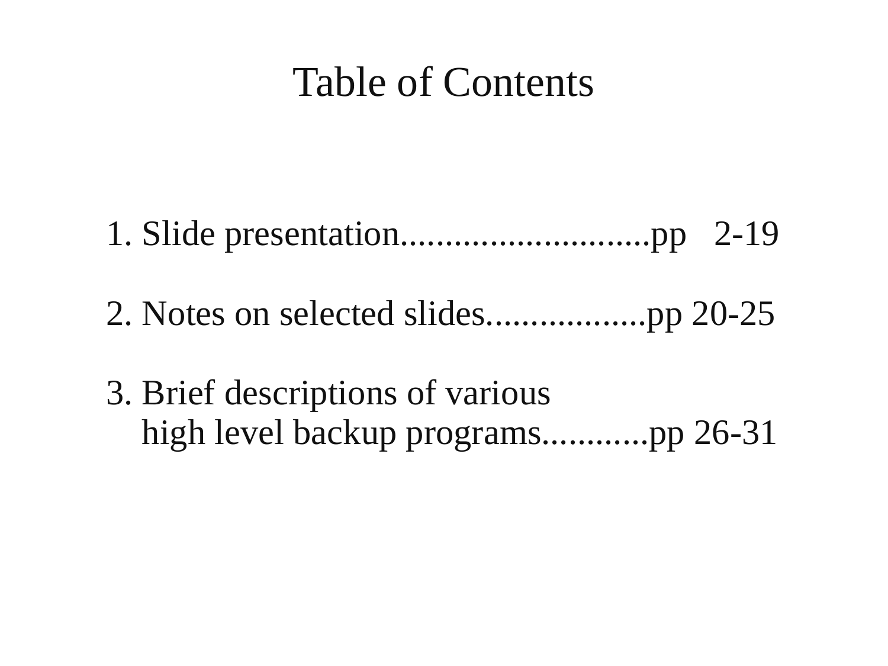# Table of Contents

1. Slide presentation............................pp 2-19

2. Notes on selected slides..................pp 20-25

3. Brief descriptions of various
   high level backup programs...........pp 26-31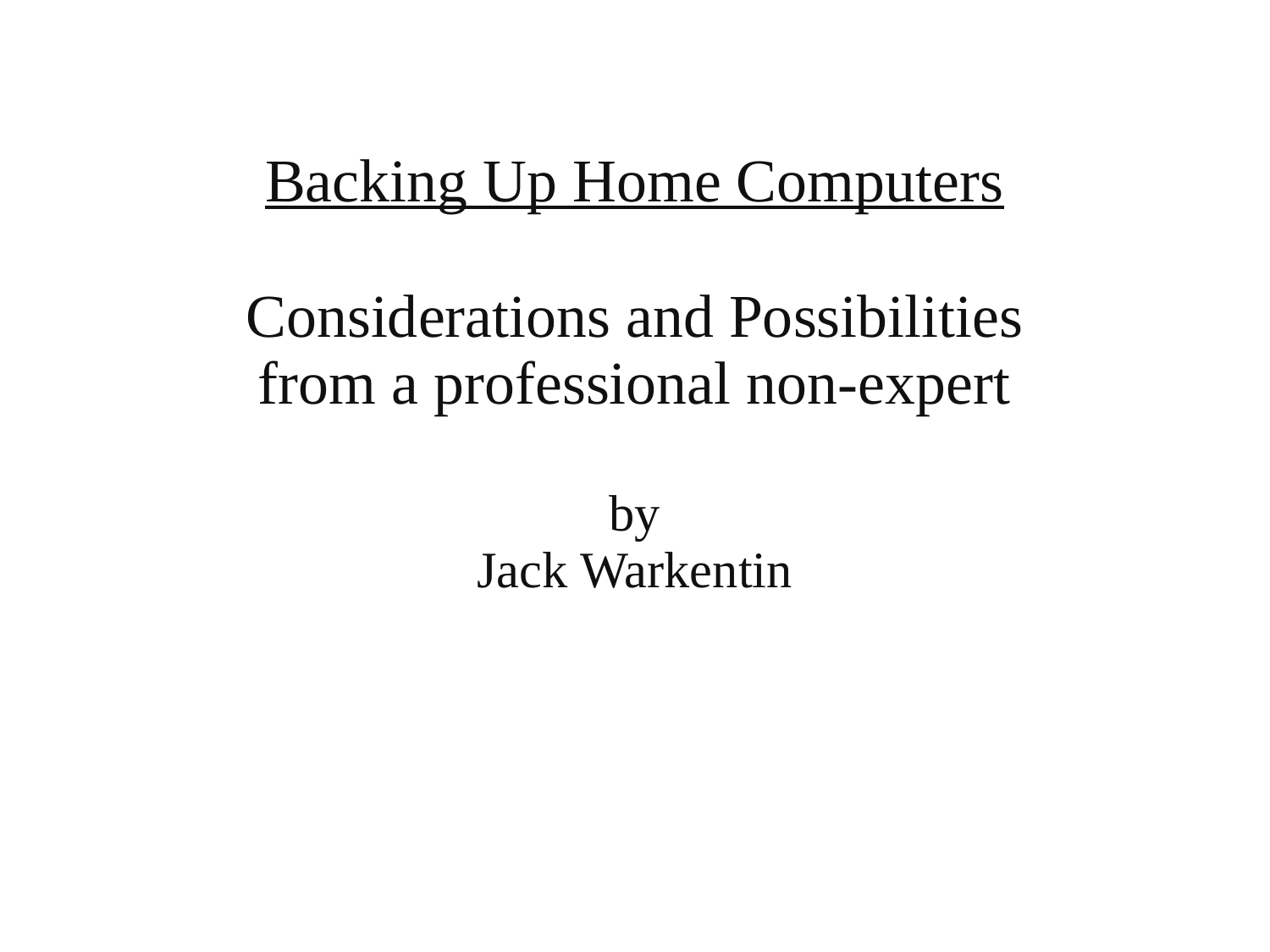# Backing Up Home Computers

## Considerations and Possibilities from a professional non-expert

by
Jack Warkentin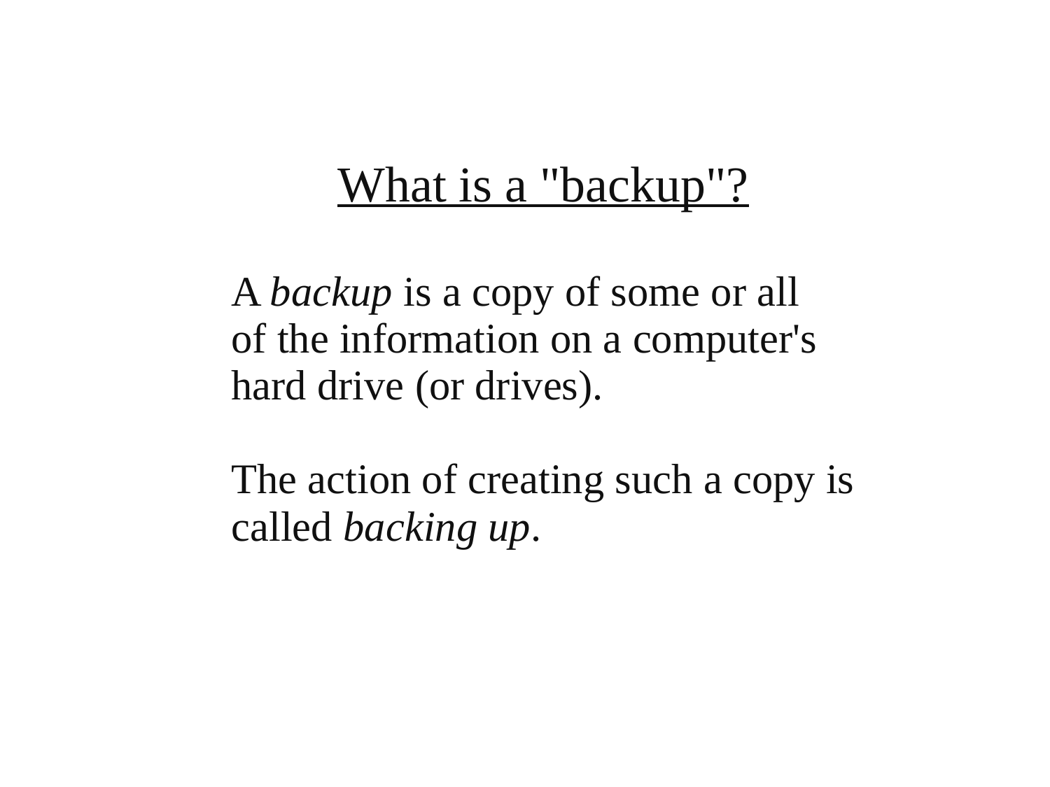## What is a "backup"?

A *backup* is a copy of some or all of the information on a computer's hard drive (or drives).

The action of creating such a copy is called *backing up*.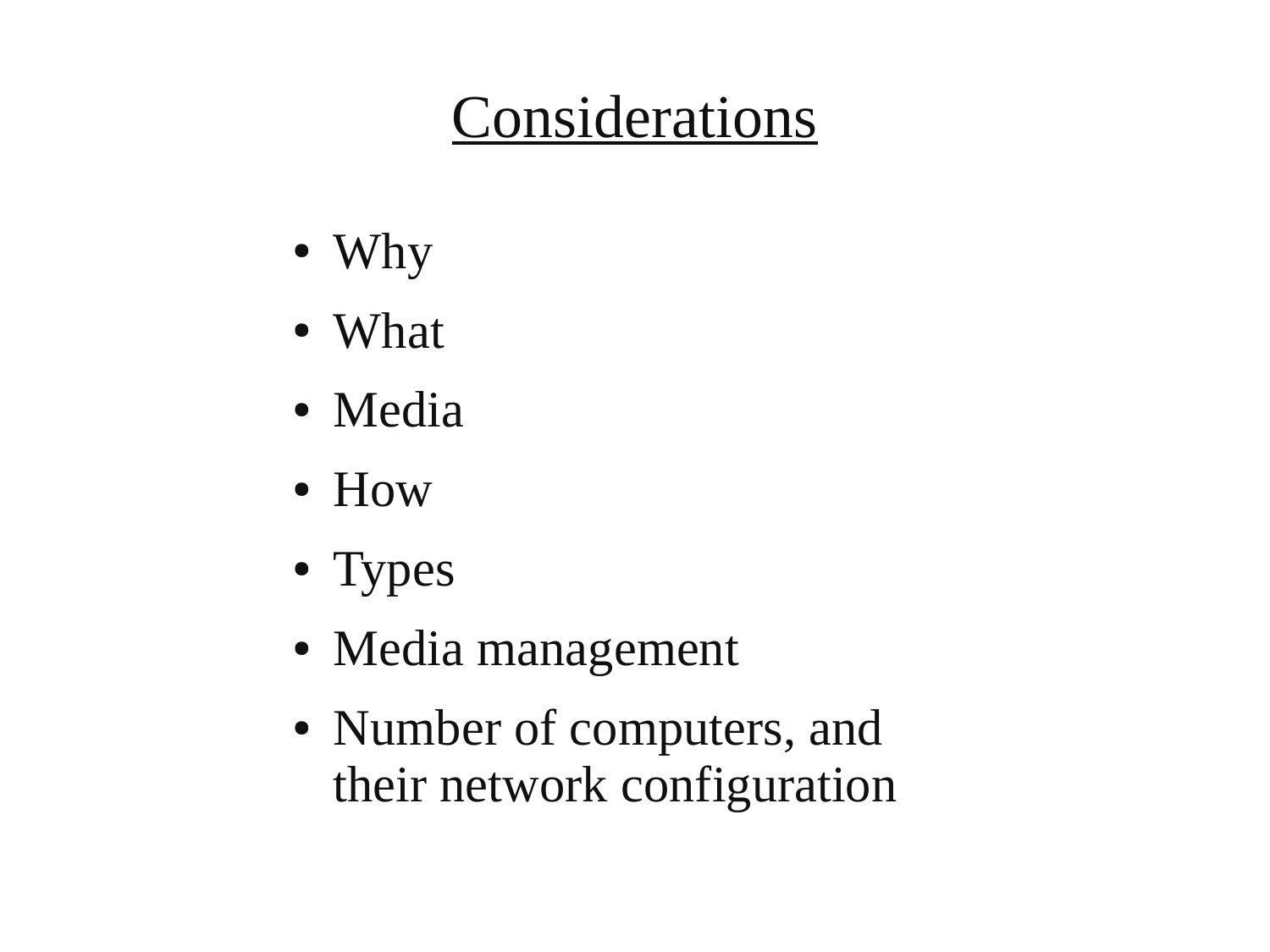# Considerations

- Why
- What
- Media
- How
- Types
- Media management
- Number of computers, and their network configuration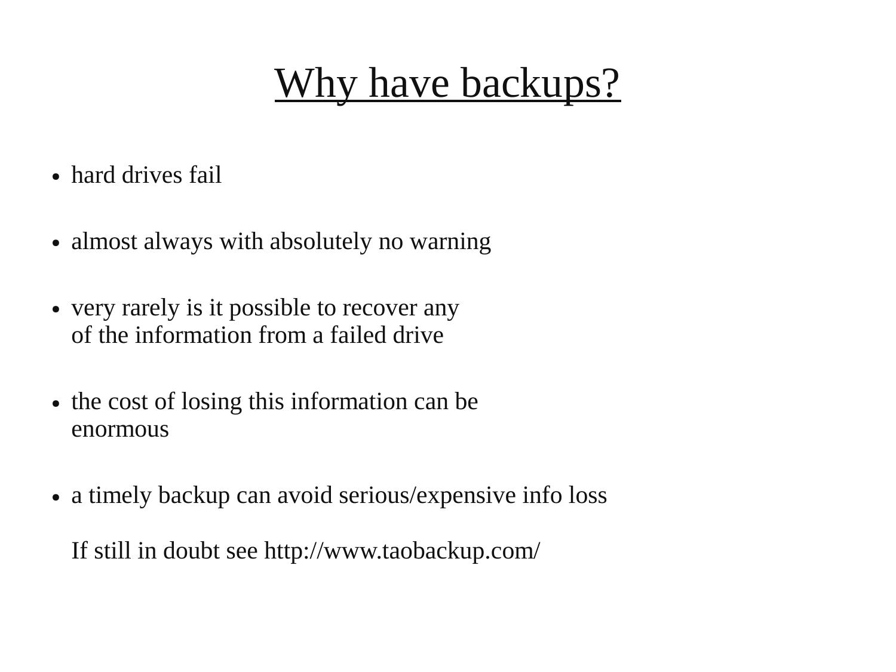# Why have backups?

- hard drives fail
- almost always with absolutely no warning
- very rarely is it possible to recover any of the information from a failed drive
- the cost of losing this information can be enormous
- a timely backup can avoid serious/expensive info loss

  If still in doubt see http://www.taobackup.com/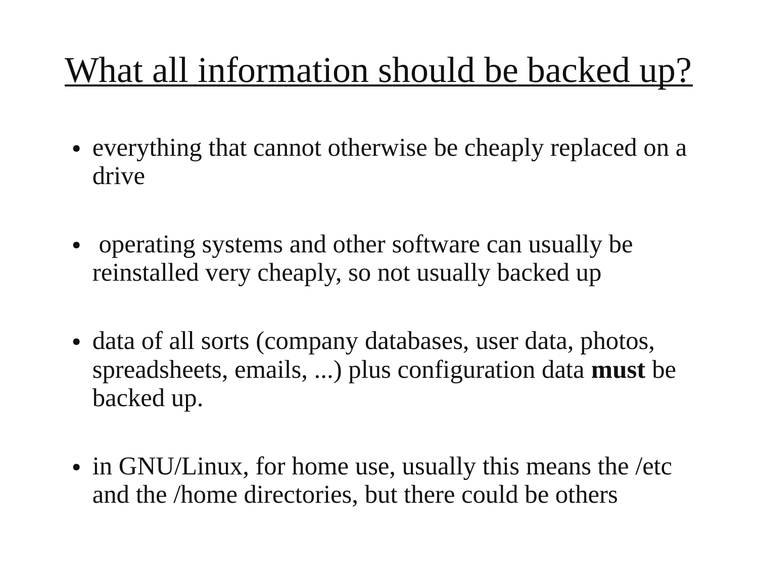# What all information should be backed up?

- everything that cannot otherwise be cheaply replaced on a drive

- operating systems and other software can usually be reinstalled very cheaply, so not usually backed up

- data of all sorts (company databases, user data, photos, spreadsheets, emails, ...) plus configuration data **must** be backed up.

- in GNU/Linux, for home use, usually this means the /etc and the /home directories, but there could be others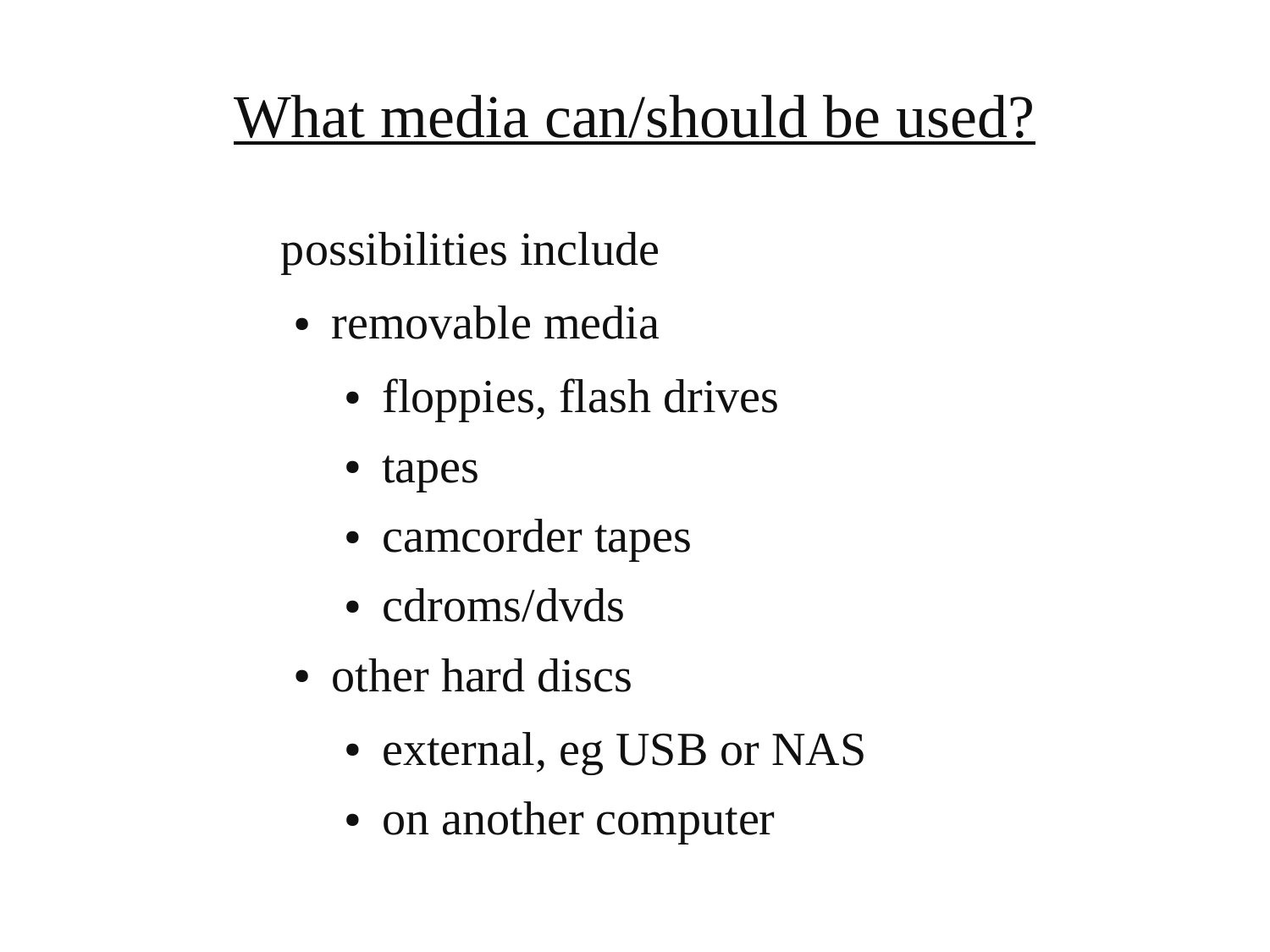# What media can/should be used?

possibilities include

- removable media
  - floppies, flash drives
  - tapes
  - camcorder tapes
  - cdroms/dvds
- other hard discs
  - external, eg USB or NAS
  - on another computer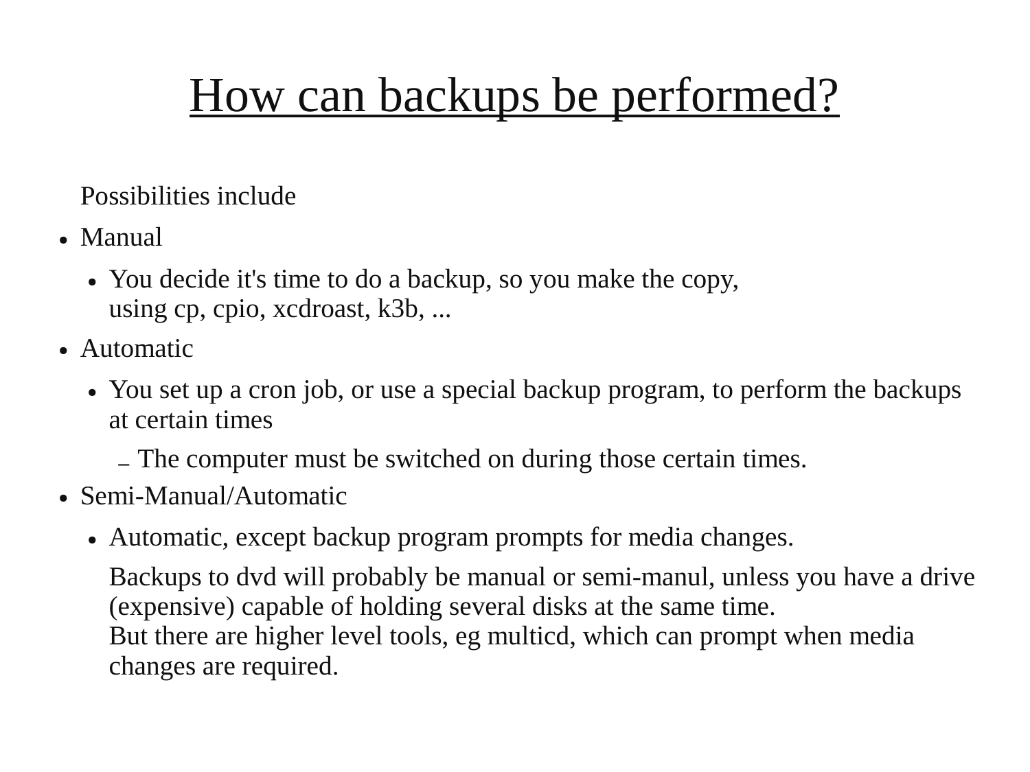# How can backups be performed?

Possibilities include

- Manual
  - You decide it's time to do a backup, so you make the copy, using cp, cpio, xcdroast, k3b, ...
- Automatic
  - You set up a cron job, or use a special backup program, to perform the backups at certain times
    - The computer must be switched on during those certain times.
- Semi-Manual/Automatic
  - Automatic, except backup program prompts for media changes.

    Backups to dvd will probably be manual or semi-manul, unless you have a drive (expensive) capable of holding several disks at the same time.
    But there are higher level tools, eg multicd, which can prompt when media changes are required.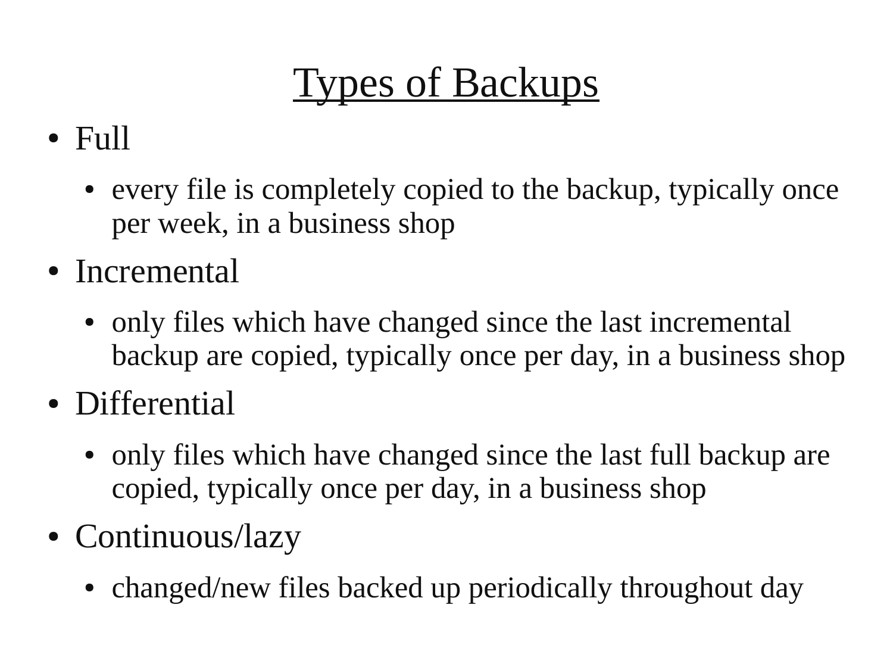# Types of Backups

- Full
  - every file is completely copied to the backup, typically once per week, in a business shop
- Incremental
  - only files which have changed since the last incremental backup are copied, typically once per day, in a business shop
- Differential
  - only files which have changed since the last full backup are copied, typically once per day, in a business shop
- Continuous/lazy
  - changed/new files backed up periodically throughout day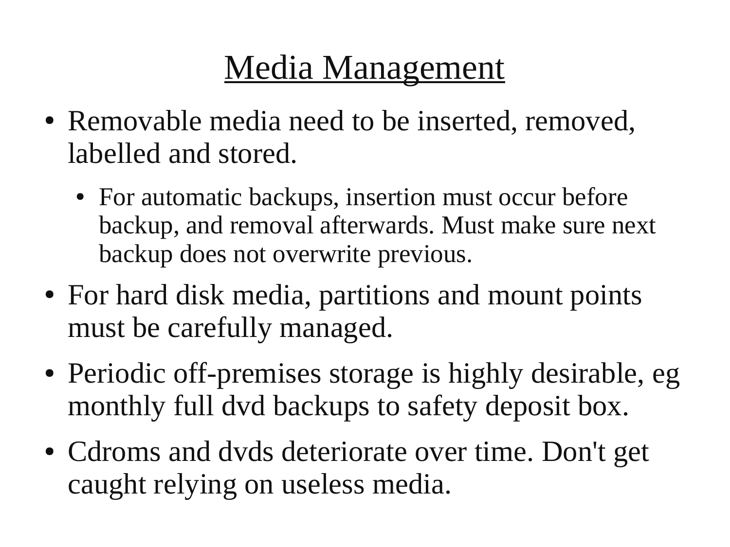# Media Management

- Removable media need to be inserted, removed, labelled and stored.
  - For automatic backups, insertion must occur before backup, and removal afterwards. Must make sure next backup does not overwrite previous.
- For hard disk media, partitions and mount points must be carefully managed.
- Periodic off-premises storage is highly desirable, eg monthly full dvd backups to safety deposit box.
- Cdroms and dvds deteriorate over time. Don't get caught relying on useless media.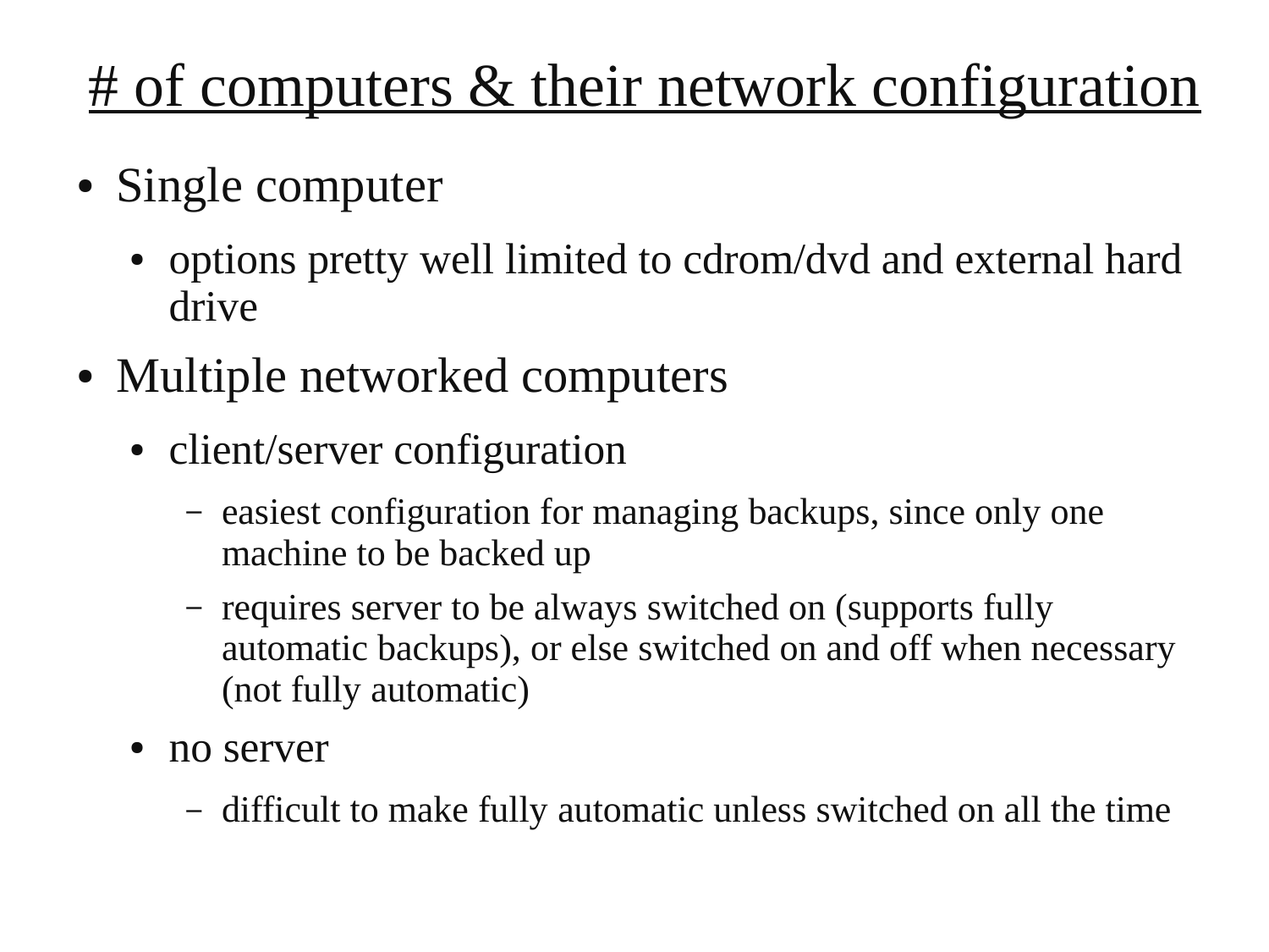# # of computers & their network configuration

- Single computer
  - options pretty well limited to cdrom/dvd and external hard drive
- Multiple networked computers
  - client/server configuration
    - easiest configuration for managing backups, since only one machine to be backed up
    - requires server to be always switched on (supports fully automatic backups), or else switched on and off when necessary (not fully automatic)
  - no server
    - difficult to make fully automatic unless switched on all the time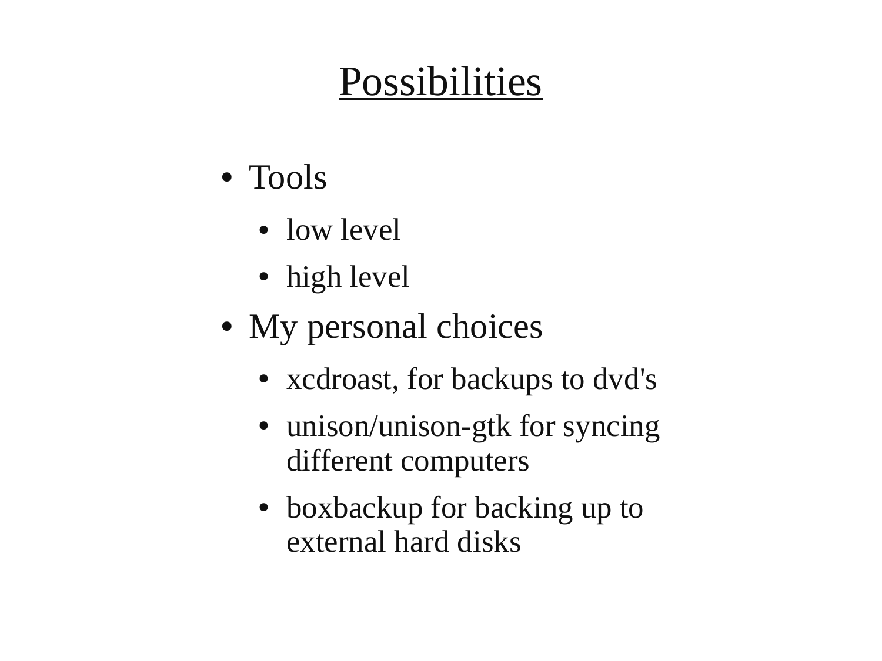# Possibilities

- Tools
  - low level
  - high level
- My personal choices
  - xcdroast, for backups to dvd's
  - unison/unison-gtk for syncing different computers
  - boxbackup for backing up to external hard disks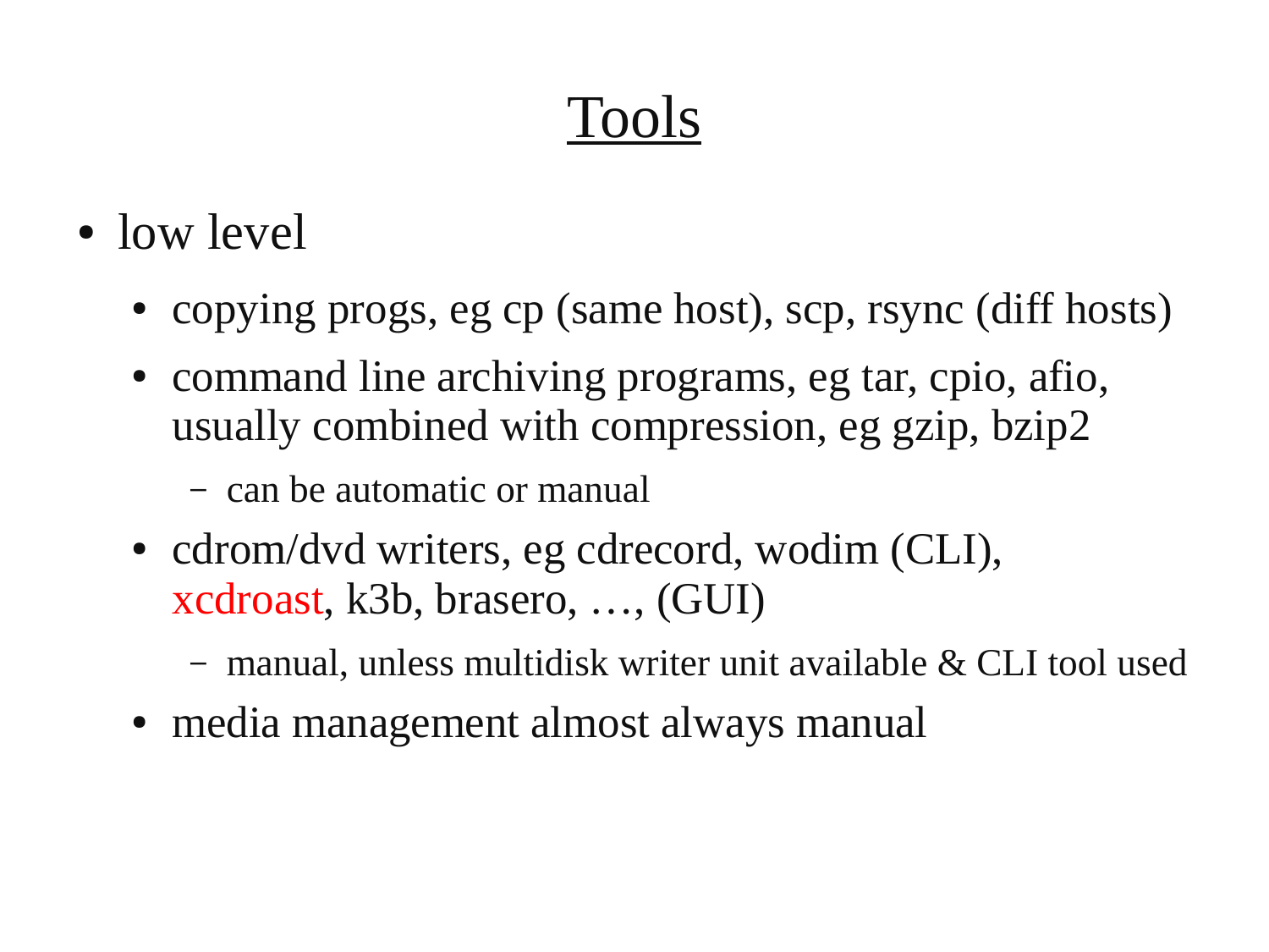# Tools

- low level
  - copying progs, eg cp (same host), scp, rsync (diff hosts)
  - command line archiving programs, eg tar, cpio, afio, usually combined with compression, eg gzip, bzip2
    - can be automatic or manual
  - cdrom/dvd writers, eg cdrecord, wodim (CLI), xcdroast, k3b, brasero, …, (GUI)
    - manual, unless multidisk writer unit available & CLI tool used
  - media management almost always manual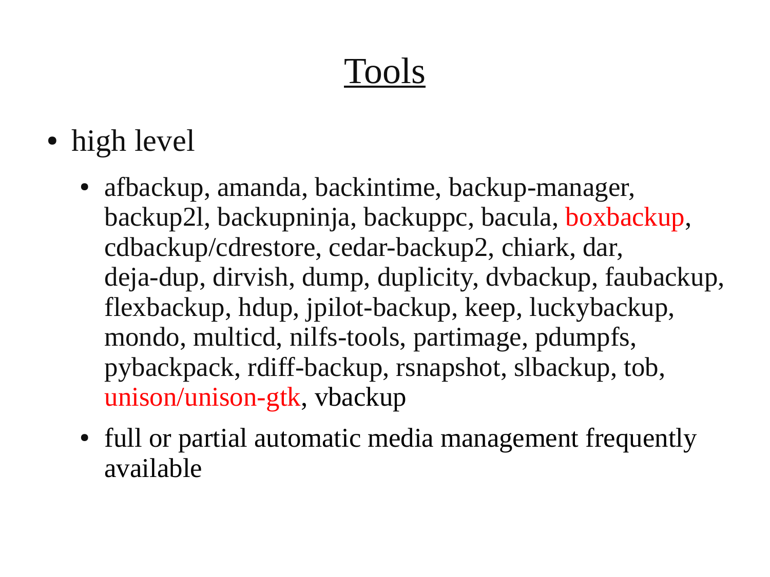# Tools

- high level
  - afbackup, amanda, backintime, backup-manager, backup2l, backupninja, backuppc, bacula, boxbackup, cdbackup/cdrestore, cedar-backup2, chiark, dar, deja-dup, dirvish, dump, duplicity, dvbackup, faubackup, flexbackup, hdup, jpilot-backup, keep, luckybackup, mondo, multicd, nilfs-tools, partimage, pdumpfs, pybackpack, rdiff-backup, rsnapshot, slbackup, tob, unison/unison-gtk, vbackup
  - full or partial automatic media management frequently available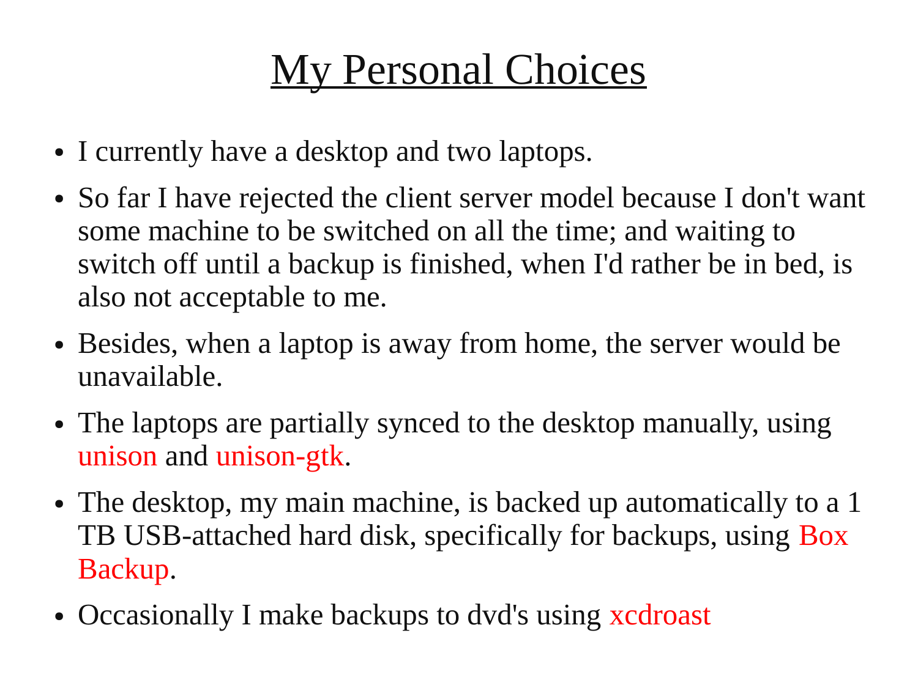# My Personal Choices

- I currently have a desktop and two laptops.
- So far I have rejected the client server model because I don't want some machine to be switched on all the time; and waiting to switch off until a backup is finished, when I'd rather be in bed, is also not acceptable to me.
- Besides, when a laptop is away from home, the server would be unavailable.
- The laptops are partially synced to the desktop manually, using unison and unison-gtk.
- The desktop, my main machine, is backed up automatically to a 1 TB USB-attached hard disk, specifically for backups, using Box Backup.
- Occasionally I make backups to dvd's using xcdroast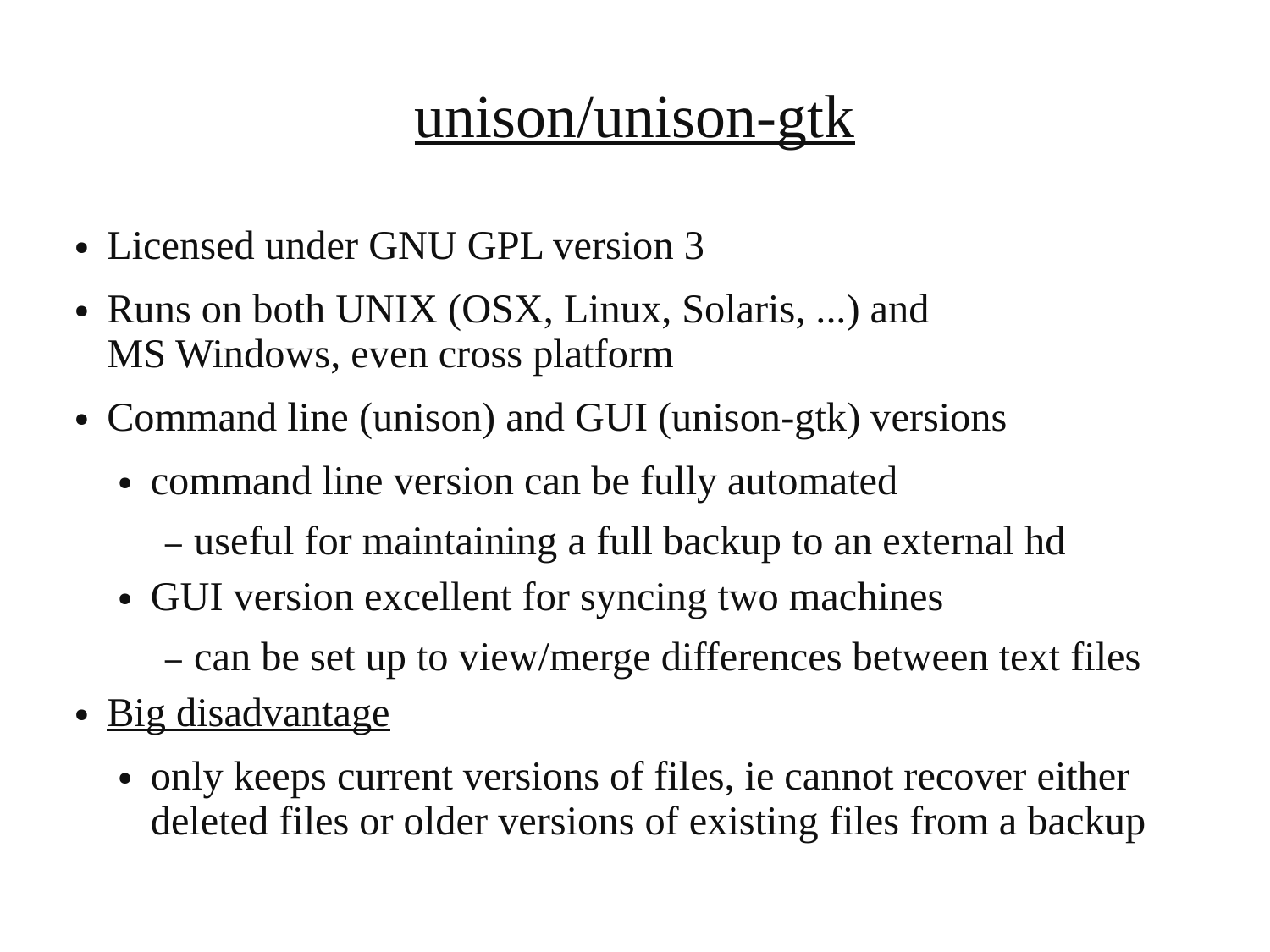# unison/unison-gtk

- Licensed under GNU GPL version 3
- Runs on both UNIX (OSX, Linux, Solaris, ...) and MS Windows, even cross platform
- Command line (unison) and GUI (unison-gtk) versions
  - command line version can be fully automated
    - useful for maintaining a full backup to an external hd
  - GUI version excellent for syncing two machines
    - can be set up to view/merge differences between text files
- Big disadvantage
  - only keeps current versions of files, ie cannot recover either deleted files or older versions of existing files from a backup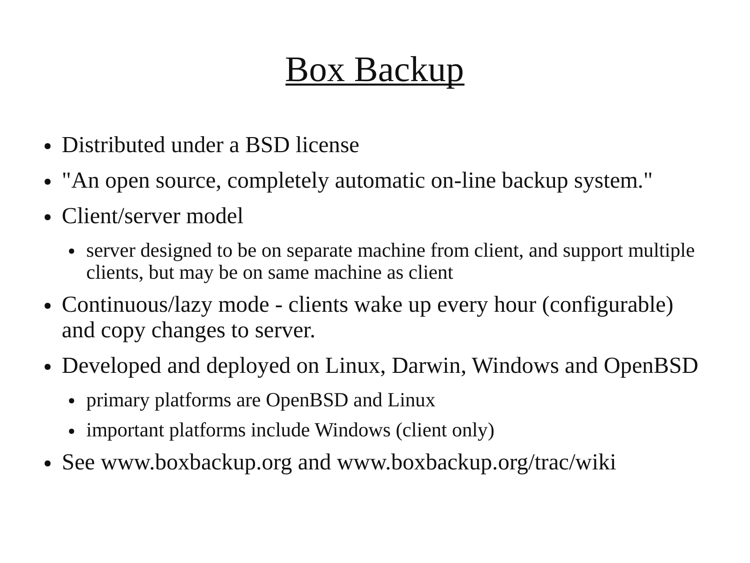# Box Backup

- Distributed under a BSD license
- "An open source, completely automatic on-line backup system."
- Client/server model
  - server designed to be on separate machine from client, and support multiple clients, but may be on same machine as client
- Continuous/lazy mode - clients wake up every hour (configurable) and copy changes to server.
- Developed and deployed on Linux, Darwin, Windows and OpenBSD
  - primary platforms are OpenBSD and Linux
  - important platforms include Windows (client only)
- See www.boxbackup.org and www.boxbackup.org/trac/wiki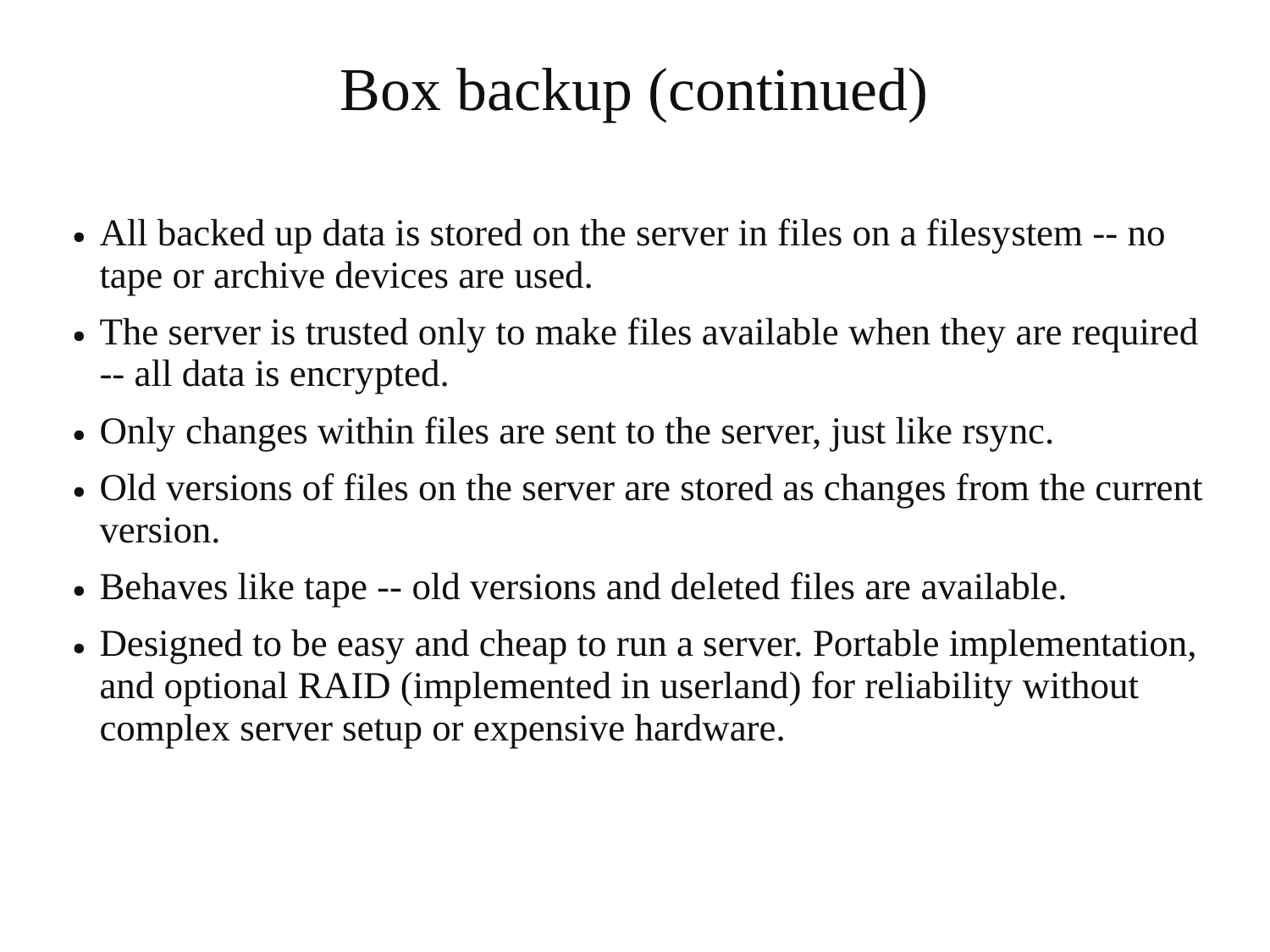# Box backup (continued)

- All backed up data is stored on the server in files on a filesystem -- no tape or archive devices are used.
- The server is trusted only to make files available when they are required -- all data is encrypted.
- Only changes within files are sent to the server, just like rsync.
- Old versions of files on the server are stored as changes from the current version.
- Behaves like tape -- old versions and deleted files are available.
- Designed to be easy and cheap to run a server. Portable implementation, and optional RAID (implemented in userland) for reliability without complex server setup or expensive hardware.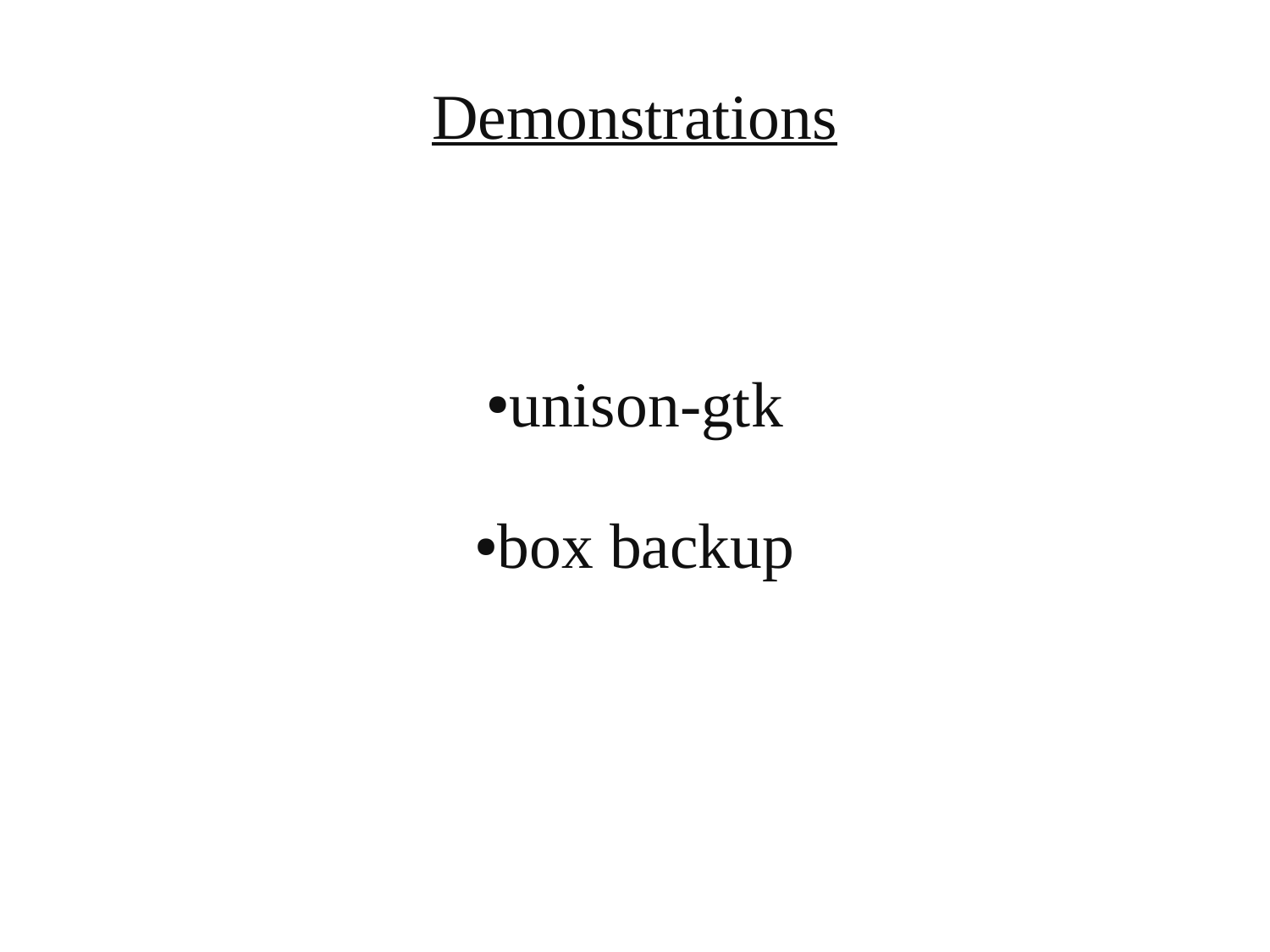# Demonstrations

- unison-gtk
- box backup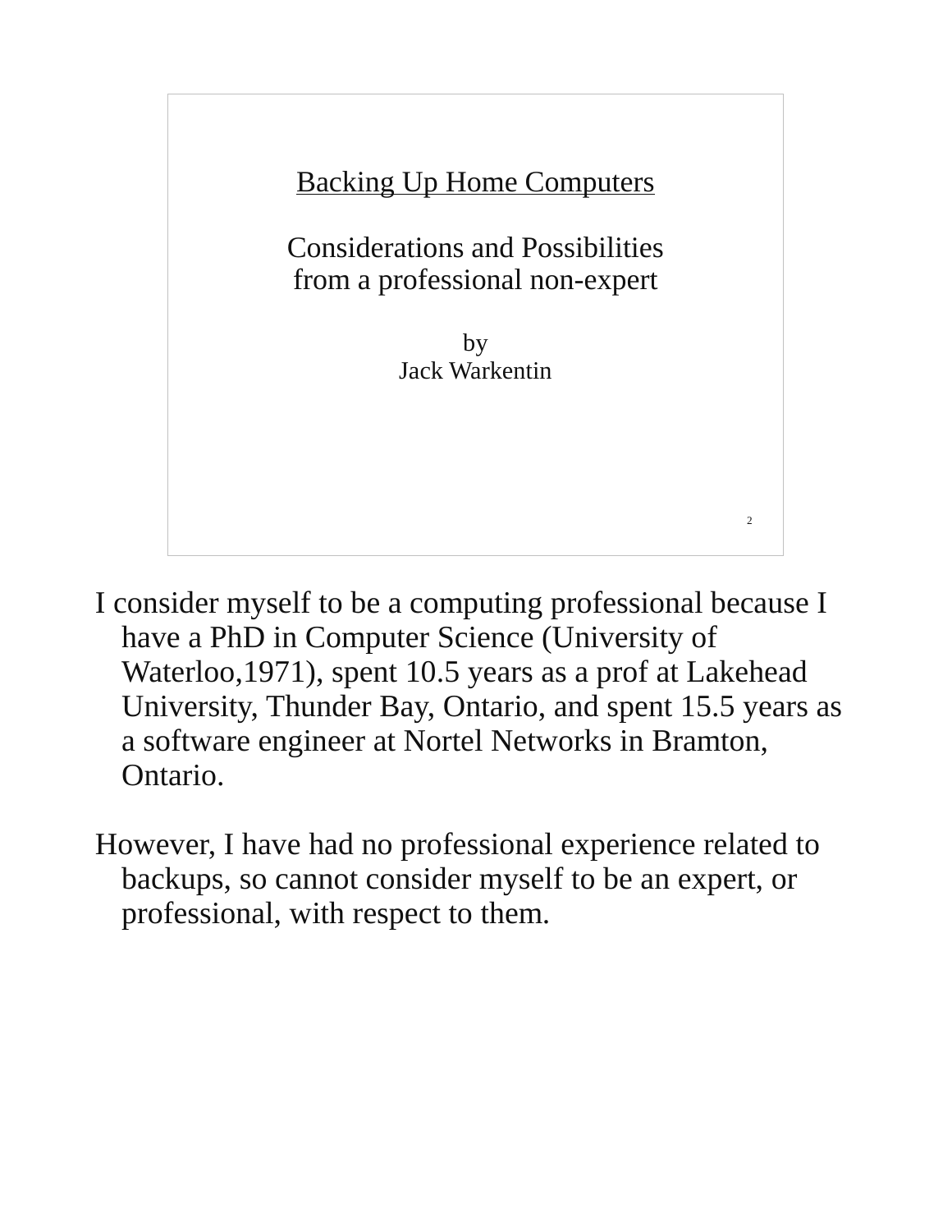Backing Up Home Computers

Considerations and Possibilities
from a professional non-expert

by
Jack Warkentin

I consider myself to be a computing professional because I have a PhD in Computer Science (University of Waterloo,1971), spent 10.5 years as a prof at Lakehead University, Thunder Bay, Ontario, and spent 15.5 years as a software engineer at Nortel Networks in Bramton, Ontario.

However, I have had no professional experience related to backups, so cannot consider myself to be an expert, or professional, with respect to them.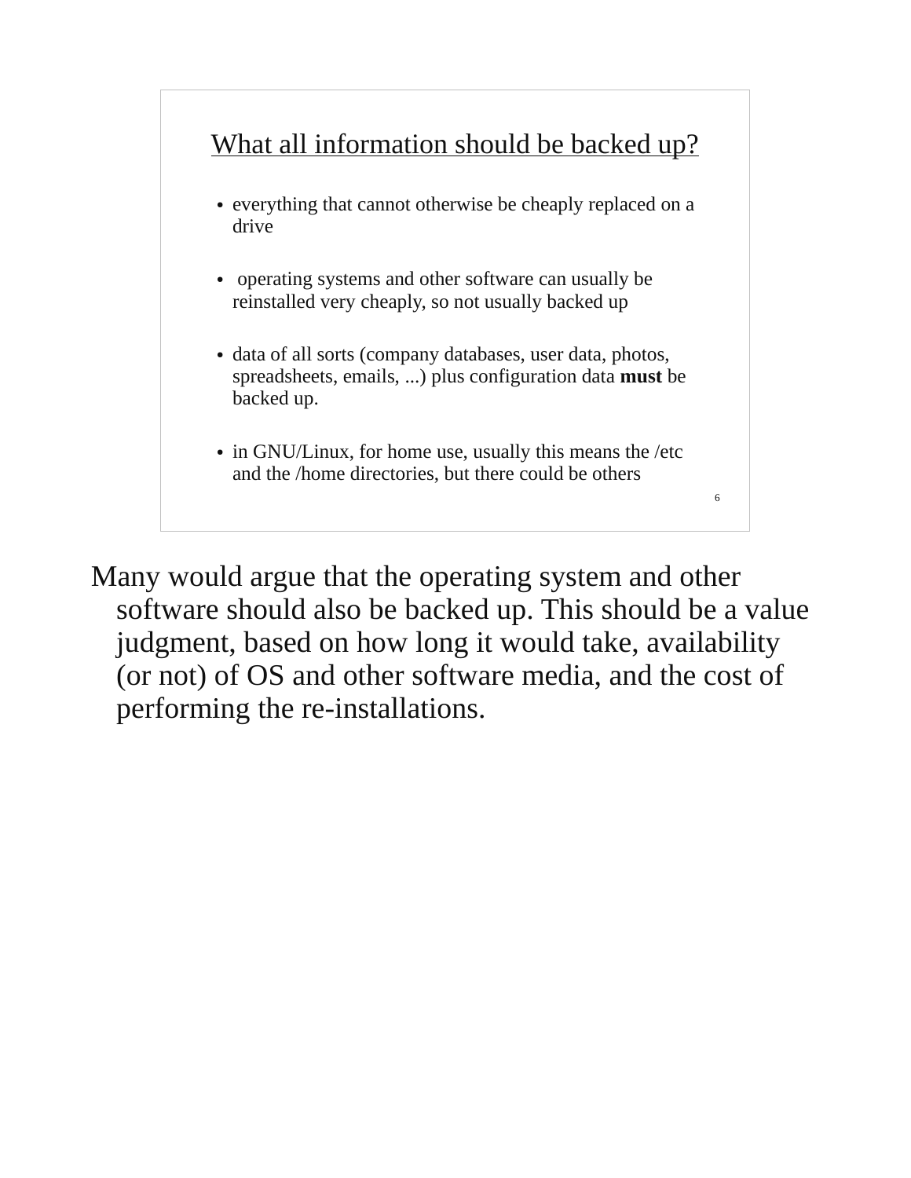## What all information should be backed up?

- everything that cannot otherwise be cheaply replaced on a drive
- operating systems and other software can usually be reinstalled very cheaply, so not usually backed up
- data of all sorts (company databases, user data, photos, spreadsheets, emails, ...) plus configuration data **must** be backed up.
- in GNU/Linux, for home use, usually this means the /etc and the /home directories, but there could be others

6

Many would argue that the operating system and other software should also be backed up. This should be a value judgment, based on how long it would take, availability (or not) of OS and other software media, and the cost of performing the re-installations.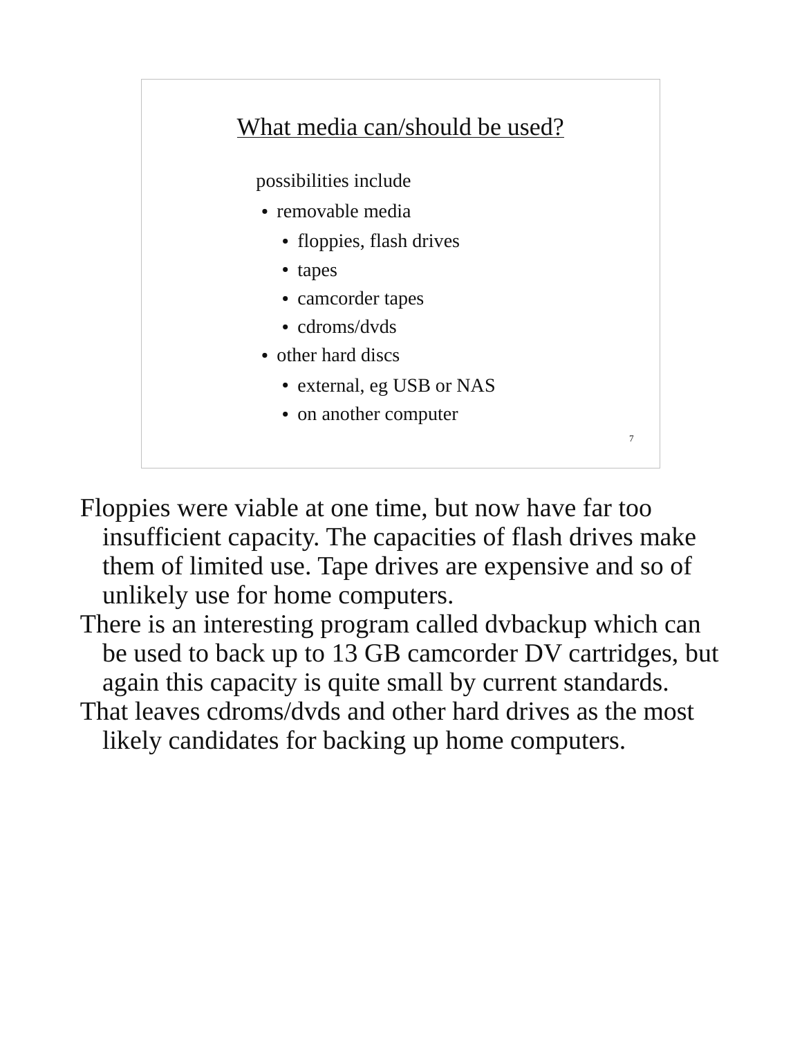## What media can/should be used?

possibilities include

- removable media
  - floppies, flash drives
  - tapes
  - camcorder tapes
  - cdroms/dvds
- other hard discs
  - external, eg USB or NAS
  - on another computer

Floppies were viable at one time, but now have far too insufficient capacity. The capacities of flash drives make them of limited use. Tape drives are expensive and so of unlikely use for home computers.

There is an interesting program called dvbackup which can be used to back up to 13 GB camcorder DV cartridges, but again this capacity is quite small by current standards.

That leaves cdroms/dvds and other hard drives as the most likely candidates for backing up home computers.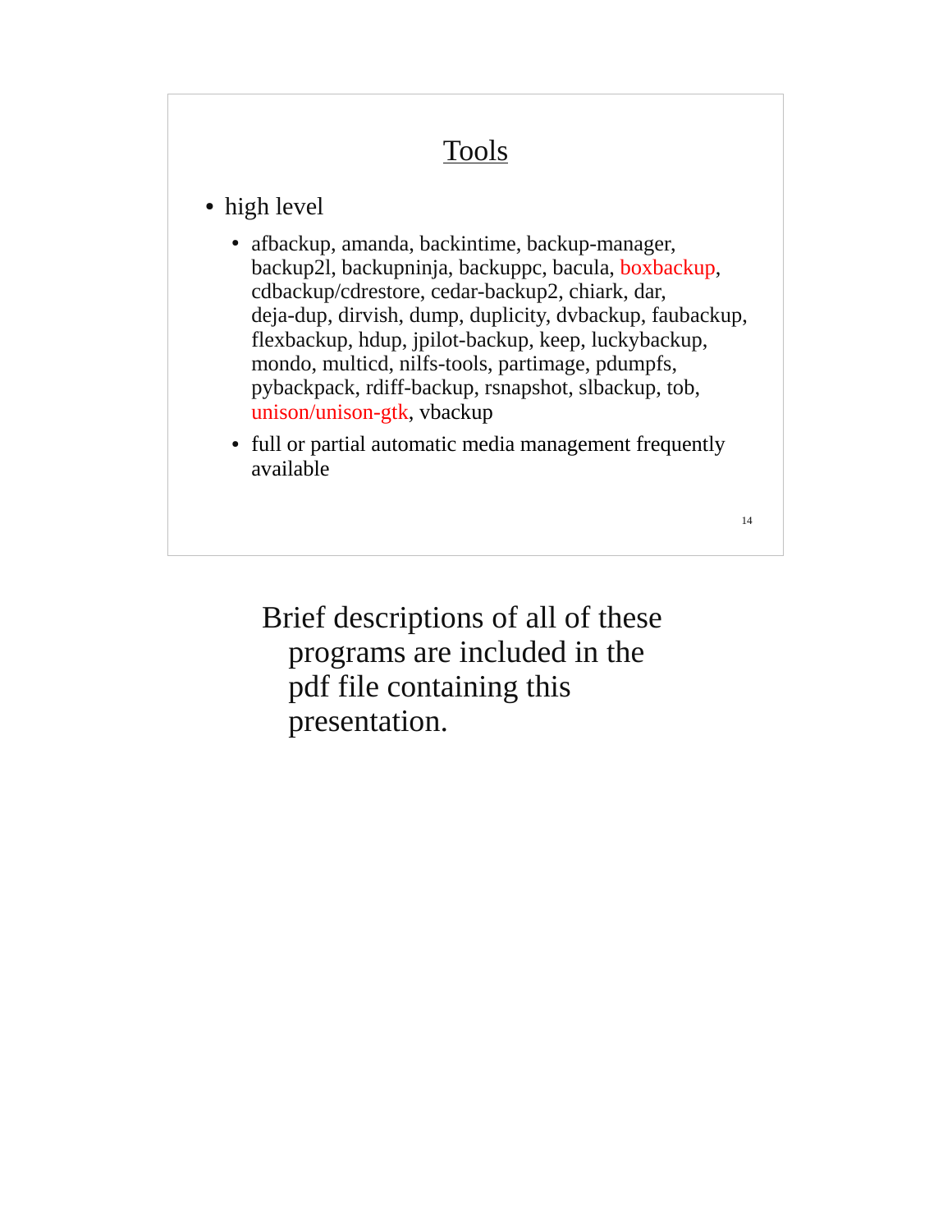## Tools

- high level
  - afbackup, amanda, backintime, backup-manager, backup2l, backupninja, backuppc, bacula, boxbackup, cdbackup/cdrestore, cedar-backup2, chiark, dar, deja-dup, dirvish, dump, duplicity, dvbackup, faubackup, flexbackup, hdup, jpilot-backup, keep, luckybackup, mondo, multicd, nilfs-tools, partimage, pdumpfs, pybackpack, rdiff-backup, rsnapshot, slbackup, tob, unison/unison-gtk, vbackup
  - full or partial automatic media management frequently available

Brief descriptions of all of these programs are included in the pdf file containing this presentation.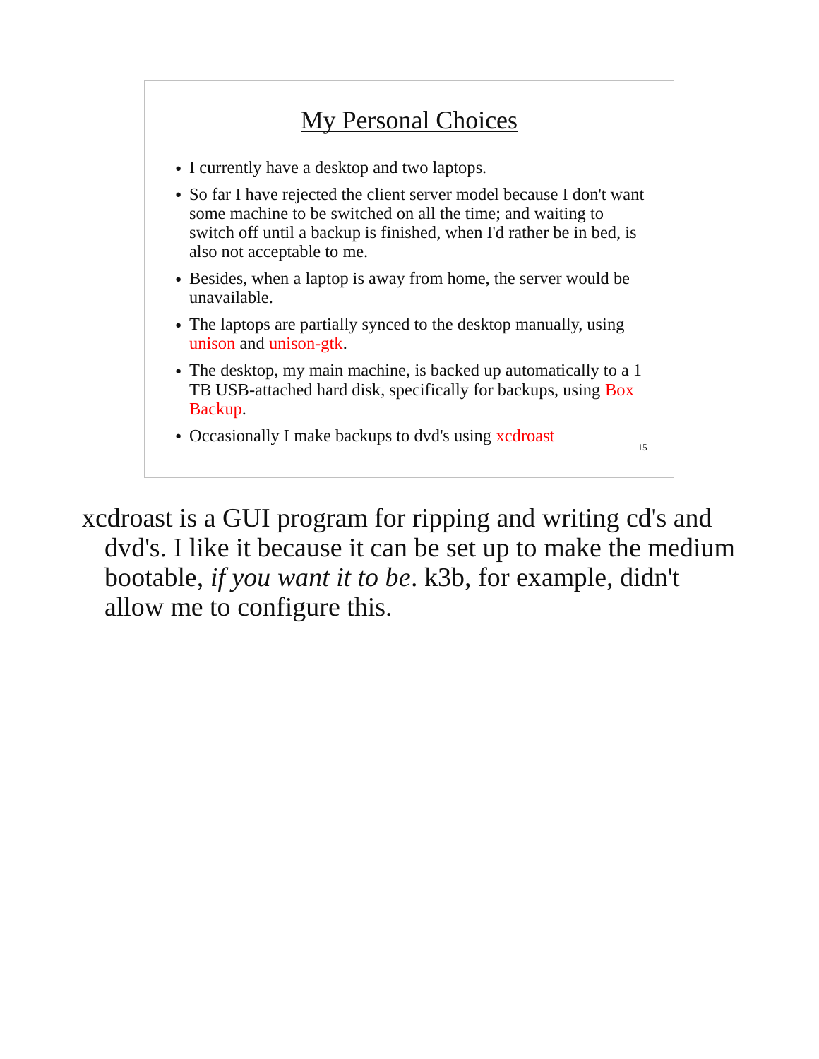## My Personal Choices

- I currently have a desktop and two laptops.
- So far I have rejected the client server model because I don't want some machine to be switched on all the time; and waiting to switch off until a backup is finished, when I'd rather be in bed, is also not acceptable to me.
- Besides, when a laptop is away from home, the server would be unavailable.
- The laptops are partially synced to the desktop manually, using unison and unison-gtk.
- The desktop, my main machine, is backed up automatically to a 1 TB USB-attached hard disk, specifically for backups, using Box Backup.
- Occasionally I make backups to dvd's using xcdroast

xcdroast is a GUI program for ripping and writing cd's and dvd's. I like it because it can be set up to make the medium bootable, *if you want it to be*. k3b, for example, didn't allow me to configure this.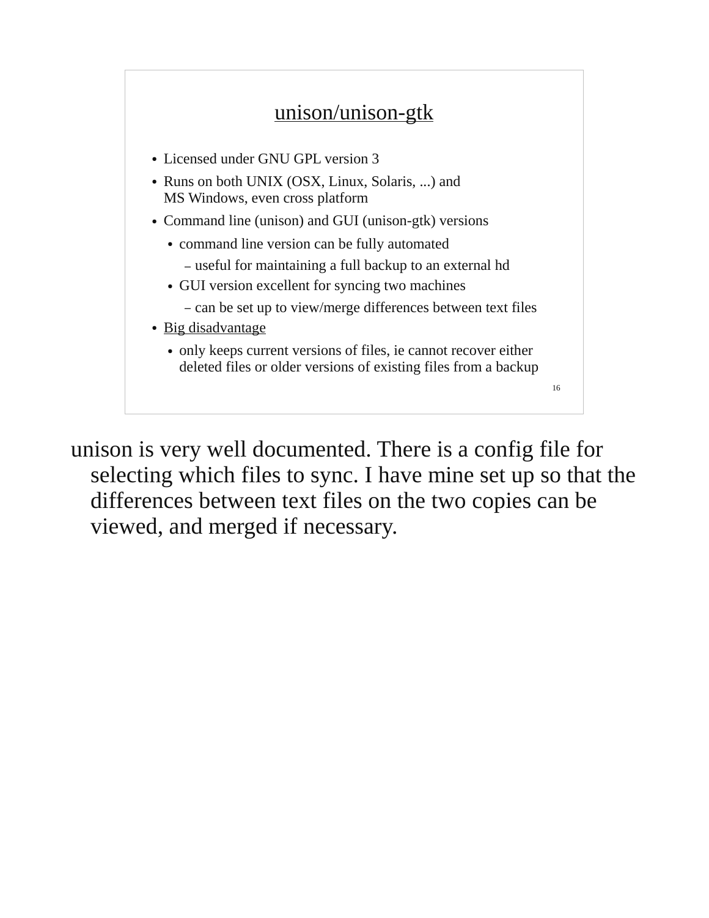## unison/unison-gtk

- Licensed under GNU GPL version 3
- Runs on both UNIX (OSX, Linux, Solaris, ...) and MS Windows, even cross platform
- Command line (unison) and GUI (unison-gtk) versions
  - command line version can be fully automated
    - useful for maintaining a full backup to an external hd
  - GUI version excellent for syncing two machines
    - can be set up to view/merge differences between text files
- Big disadvantage
  - only keeps current versions of files, ie cannot recover either deleted files or older versions of existing files from a backup

unison is very well documented. There is a config file for selecting which files to sync. I have mine set up so that the differences between text files on the two copies can be viewed, and merged if necessary.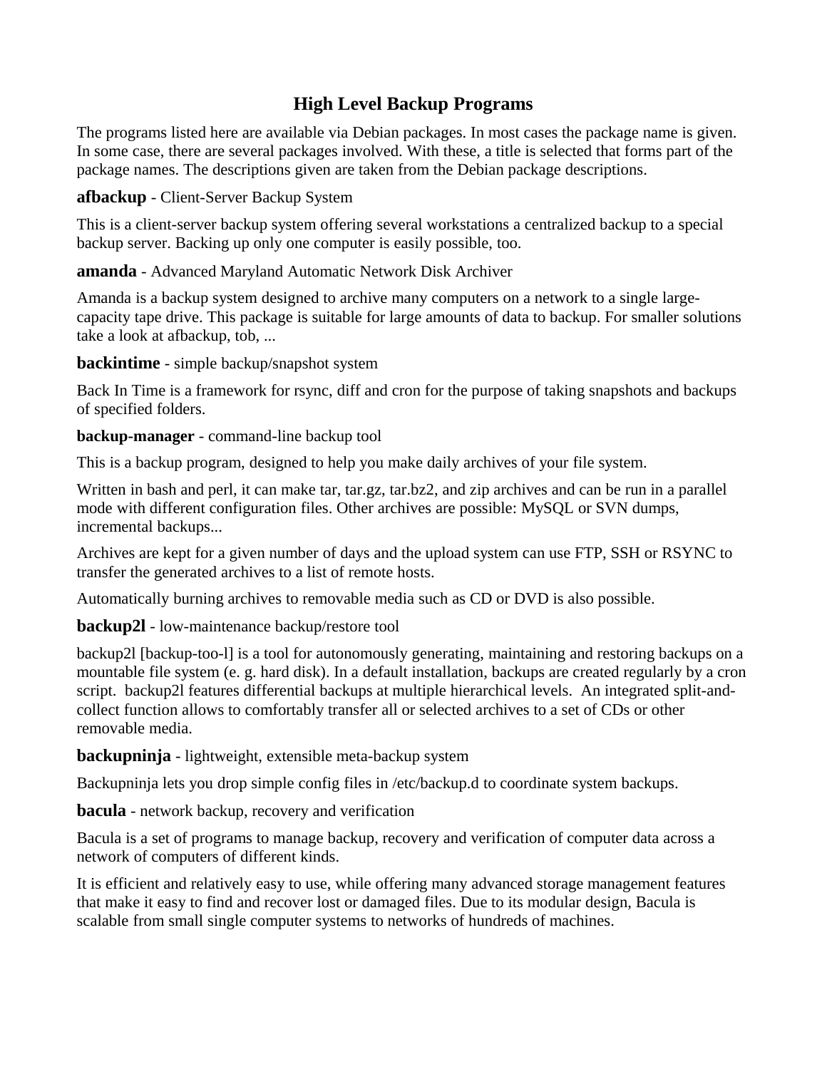# High Level Backup Programs

The programs listed here are available via Debian packages. In most cases the package name is given. In some case, there are several packages involved. With these, a title is selected that forms part of the package names. The descriptions given are taken from the Debian package descriptions.

**afbackup** - Client-Server Backup System

This is a client-server backup system offering several workstations a centralized backup to a special backup server. Backing up only one computer is easily possible, too.

**amanda** - Advanced Maryland Automatic Network Disk Archiver

Amanda is a backup system designed to archive many computers on a network to a single large-capacity tape drive. This package is suitable for large amounts of data to backup. For smaller solutions take a look at afbackup, tob, ...

**backintime** - simple backup/snapshot system

Back In Time is a framework for rsync, diff and cron for the purpose of taking snapshots and backups of specified folders.

**backup-manager** - command-line backup tool

This is a backup program, designed to help you make daily archives of your file system.

Written in bash and perl, it can make tar, tar.gz, tar.bz2, and zip archives and can be run in a parallel mode with different configuration files. Other archives are possible: MySQL or SVN dumps, incremental backups...

Archives are kept for a given number of days and the upload system can use FTP, SSH or RSYNC to transfer the generated archives to a list of remote hosts.

Automatically burning archives to removable media such as CD or DVD is also possible.

**backup2l** - low-maintenance backup/restore tool

backup2l [backup-too-l] is a tool for autonomously generating, maintaining and restoring backups on a mountable file system (e. g. hard disk). In a default installation, backups are created regularly by a cron script. backup2l features differential backups at multiple hierarchical levels. An integrated split-and-collect function allows to comfortably transfer all or selected archives to a set of CDs or other removable media.

**backupninja** - lightweight, extensible meta-backup system

Backupninja lets you drop simple config files in /etc/backup.d to coordinate system backups.

**bacula** - network backup, recovery and verification

Bacula is a set of programs to manage backup, recovery and verification of computer data across a network of computers of different kinds.

It is efficient and relatively easy to use, while offering many advanced storage management features that make it easy to find and recover lost or damaged files. Due to its modular design, Bacula is scalable from small single computer systems to networks of hundreds of machines.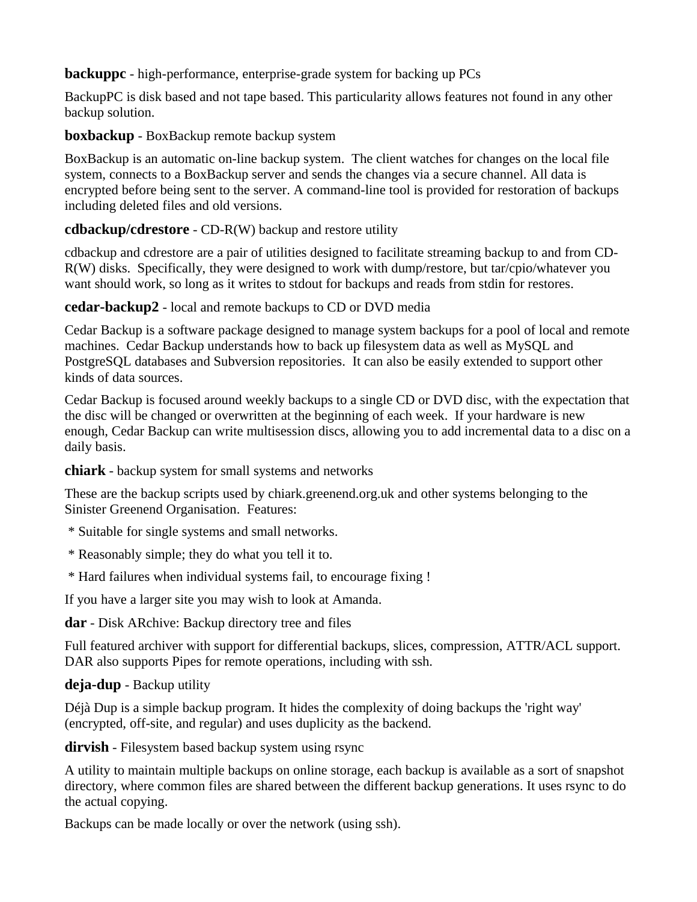**backuppc** - high-performance, enterprise-grade system for backing up PCs

BackupPC is disk based and not tape based. This particularity allows features not found in any other backup solution.

**boxbackup** - BoxBackup remote backup system

BoxBackup is an automatic on-line backup system. The client watches for changes on the local file system, connects to a BoxBackup server and sends the changes via a secure channel. All data is encrypted before being sent to the server. A command-line tool is provided for restoration of backups including deleted files and old versions.

**cdbackup/cdrestore** - CD-R(W) backup and restore utility

cdbackup and cdrestore are a pair of utilities designed to facilitate streaming backup to and from CD-R(W) disks. Specifically, they were designed to work with dump/restore, but tar/cpio/whatever you want should work, so long as it writes to stdout for backups and reads from stdin for restores.

**cedar-backup2** - local and remote backups to CD or DVD media

Cedar Backup is a software package designed to manage system backups for a pool of local and remote machines. Cedar Backup understands how to back up filesystem data as well as MySQL and PostgreSQL databases and Subversion repositories. It can also be easily extended to support other kinds of data sources.

Cedar Backup is focused around weekly backups to a single CD or DVD disc, with the expectation that the disc will be changed or overwritten at the beginning of each week. If your hardware is new enough, Cedar Backup can write multisession discs, allowing you to add incremental data to a disc on a daily basis.

**chiark** - backup system for small systems and networks

These are the backup scripts used by chiark.greenend.org.uk and other systems belonging to the Sinister Greenend Organisation. Features:

* Suitable for single systems and small networks.

* Reasonably simple; they do what you tell it to.

* Hard failures when individual systems fail, to encourage fixing !

If you have a larger site you may wish to look at Amanda.

**dar** - Disk ARchive: Backup directory tree and files

Full featured archiver with support for differential backups, slices, compression, ATTR/ACL support. DAR also supports Pipes for remote operations, including with ssh.

**deja-dup** - Backup utility

Déjà Dup is a simple backup program. It hides the complexity of doing backups the 'right way' (encrypted, off-site, and regular) and uses duplicity as the backend.

**dirvish** - Filesystem based backup system using rsync

A utility to maintain multiple backups on online storage, each backup is available as a sort of snapshot directory, where common files are shared between the different backup generations. It uses rsync to do the actual copying.

Backups can be made locally or over the network (using ssh).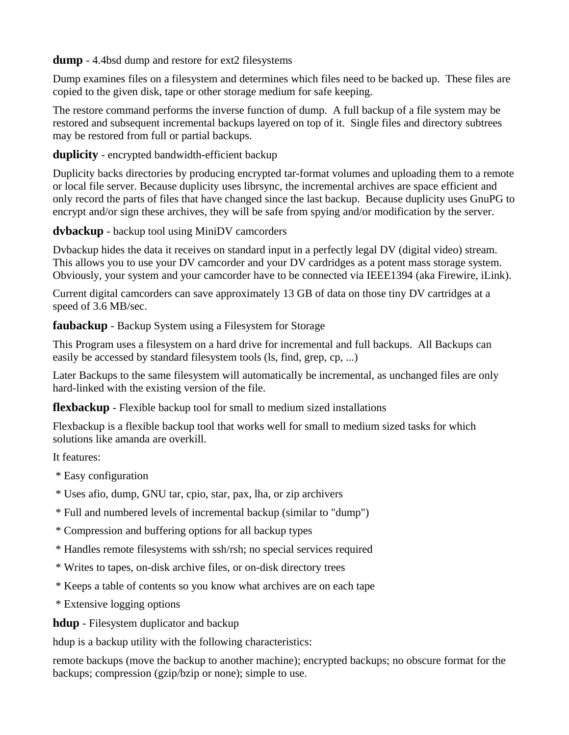**dump** - 4.4bsd dump and restore for ext2 filesystems

Dump examines files on a filesystem and determines which files need to be backed up. These files are copied to the given disk, tape or other storage medium for safe keeping.

The restore command performs the inverse function of dump. A full backup of a file system may be restored and subsequent incremental backups layered on top of it. Single files and directory subtrees may be restored from full or partial backups.

**duplicity** - encrypted bandwidth-efficient backup

Duplicity backs directories by producing encrypted tar-format volumes and uploading them to a remote or local file server. Because duplicity uses librsync, the incremental archives are space efficient and only record the parts of files that have changed since the last backup. Because duplicity uses GnuPG to encrypt and/or sign these archives, they will be safe from spying and/or modification by the server.

**dvbackup** - backup tool using MiniDV camcorders

Dvbackup hides the data it receives on standard input in a perfectly legal DV (digital video) stream. This allows you to use your DV camcorder and your DV cardridges as a potent mass storage system. Obviously, your system and your camcorder have to be connected via IEEE1394 (aka Firewire, iLink).

Current digital camcorders can save approximately 13 GB of data on those tiny DV cartridges at a speed of 3.6 MB/sec.

**faubackup** - Backup System using a Filesystem for Storage

This Program uses a filesystem on a hard drive for incremental and full backups. All Backups can easily be accessed by standard filesystem tools (ls, find, grep, cp, ...)

Later Backups to the same filesystem will automatically be incremental, as unchanged files are only hard-linked with the existing version of the file.

**flexbackup** - Flexible backup tool for small to medium sized installations

Flexbackup is a flexible backup tool that works well for small to medium sized tasks for which solutions like amanda are overkill.

It features:

* Easy configuration
* Uses afio, dump, GNU tar, cpio, star, pax, lha, or zip archivers
* Full and numbered levels of incremental backup (similar to "dump")
* Compression and buffering options for all backup types
* Handles remote filesystems with ssh/rsh; no special services required
* Writes to tapes, on-disk archive files, or on-disk directory trees
* Keeps a table of contents so you know what archives are on each tape
* Extensive logging options

**hdup** - Filesystem duplicator and backup

hdup is a backup utility with the following characteristics:

remote backups (move the backup to another machine); encrypted backups; no obscure format for the backups; compression (gzip/bzip or none); simple to use.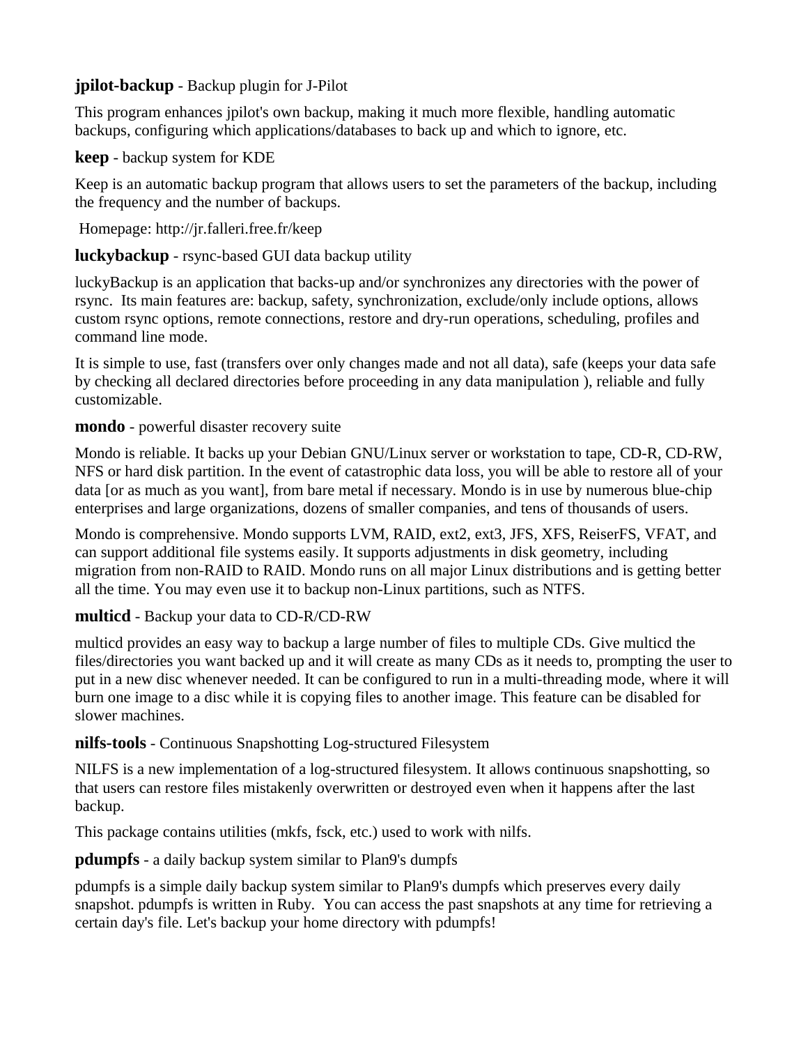**jpilot-backup** - Backup plugin for J-Pilot

This program enhances jpilot's own backup, making it much more flexible, handling automatic backups, configuring which applications/databases to back up and which to ignore, etc.

**keep** - backup system for KDE

Keep is an automatic backup program that allows users to set the parameters of the backup, including the frequency and the number of backups.

Homepage: http://jr.falleri.free.fr/keep

**luckybackup** - rsync-based GUI data backup utility

luckyBackup is an application that backs-up and/or synchronizes any directories with the power of rsync. Its main features are: backup, safety, synchronization, exclude/only include options, allows custom rsync options, remote connections, restore and dry-run operations, scheduling, profiles and command line mode.

It is simple to use, fast (transfers over only changes made and not all data), safe (keeps your data safe by checking all declared directories before proceeding in any data manipulation ), reliable and fully customizable.

**mondo** - powerful disaster recovery suite

Mondo is reliable. It backs up your Debian GNU/Linux server or workstation to tape, CD-R, CD-RW, NFS or hard disk partition. In the event of catastrophic data loss, you will be able to restore all of your data [or as much as you want], from bare metal if necessary. Mondo is in use by numerous blue-chip enterprises and large organizations, dozens of smaller companies, and tens of thousands of users.

Mondo is comprehensive. Mondo supports LVM, RAID, ext2, ext3, JFS, XFS, ReiserFS, VFAT, and can support additional file systems easily. It supports adjustments in disk geometry, including migration from non-RAID to RAID. Mondo runs on all major Linux distributions and is getting better all the time. You may even use it to backup non-Linux partitions, such as NTFS.

**multicd** - Backup your data to CD-R/CD-RW

multicd provides an easy way to backup a large number of files to multiple CDs. Give multicd the files/directories you want backed up and it will create as many CDs as it needs to, prompting the user to put in a new disc whenever needed. It can be configured to run in a multi-threading mode, where it will burn one image to a disc while it is copying files to another image. This feature can be disabled for slower machines.

**nilfs-tools** - Continuous Snapshotting Log-structured Filesystem

NILFS is a new implementation of a log-structured filesystem. It allows continuous snapshotting, so that users can restore files mistakenly overwritten or destroyed even when it happens after the last backup.

This package contains utilities (mkfs, fsck, etc.) used to work with nilfs.

**pdumpfs** - a daily backup system similar to Plan9's dumpfs

pdumpfs is a simple daily backup system similar to Plan9's dumpfs which preserves every daily snapshot. pdumpfs is written in Ruby. You can access the past snapshots at any time for retrieving a certain day's file. Let's backup your home directory with pdumpfs!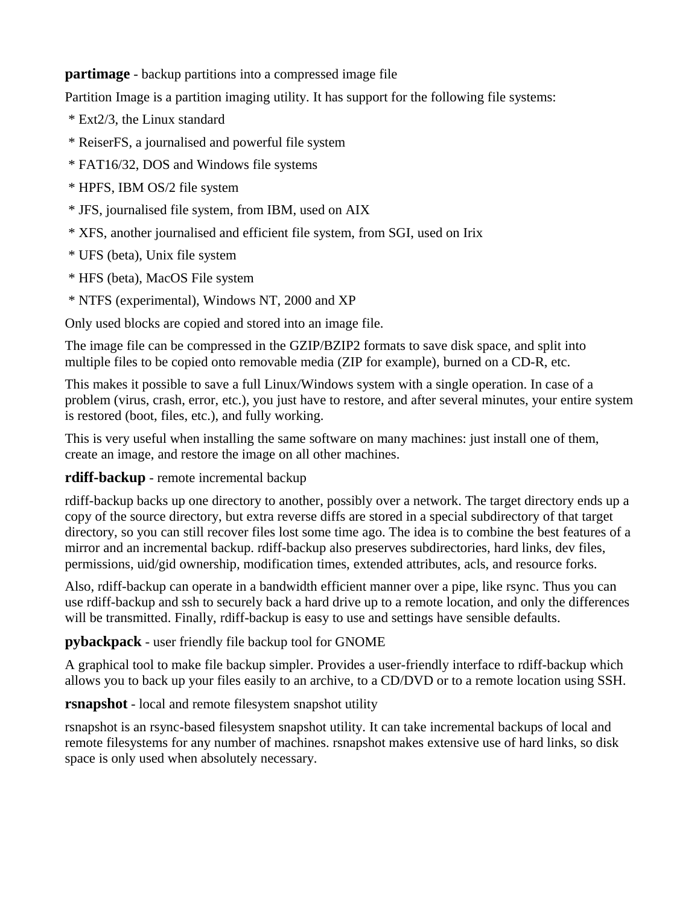**partimage** - backup partitions into a compressed image file

Partition Image is a partition imaging utility. It has support for the following file systems:

 * Ext2/3, the Linux standard

 * ReiserFS, a journalised and powerful file system

 * FAT16/32, DOS and Windows file systems

 * HPFS, IBM OS/2 file system

 * JFS, journalised file system, from IBM, used on AIX

 * XFS, another journalised and efficient file system, from SGI, used on Irix

 * UFS (beta), Unix file system

 * HFS (beta), MacOS File system

 * NTFS (experimental), Windows NT, 2000 and XP

Only used blocks are copied and stored into an image file.

The image file can be compressed in the GZIP/BZIP2 formats to save disk space, and split into multiple files to be copied onto removable media (ZIP for example), burned on a CD-R, etc.

This makes it possible to save a full Linux/Windows system with a single operation. In case of a problem (virus, crash, error, etc.), you just have to restore, and after several minutes, your entire system is restored (boot, files, etc.), and fully working.

This is very useful when installing the same software on many machines: just install one of them, create an image, and restore the image on all other machines.

**rdiff-backup** - remote incremental backup

rdiff-backup backs up one directory to another, possibly over a network. The target directory ends up a copy of the source directory, but extra reverse diffs are stored in a special subdirectory of that target directory, so you can still recover files lost some time ago. The idea is to combine the best features of a mirror and an incremental backup. rdiff-backup also preserves subdirectories, hard links, dev files, permissions, uid/gid ownership, modification times, extended attributes, acls, and resource forks.

Also, rdiff-backup can operate in a bandwidth efficient manner over a pipe, like rsync. Thus you can use rdiff-backup and ssh to securely back a hard drive up to a remote location, and only the differences will be transmitted. Finally, rdiff-backup is easy to use and settings have sensible defaults.

**pybackpack** - user friendly file backup tool for GNOME

A graphical tool to make file backup simpler. Provides a user-friendly interface to rdiff-backup which allows you to back up your files easily to an archive, to a CD/DVD or to a remote location using SSH.

**rsnapshot** - local and remote filesystem snapshot utility

rsnapshot is an rsync-based filesystem snapshot utility. It can take incremental backups of local and remote filesystems for any number of machines. rsnapshot makes extensive use of hard links, so disk space is only used when absolutely necessary.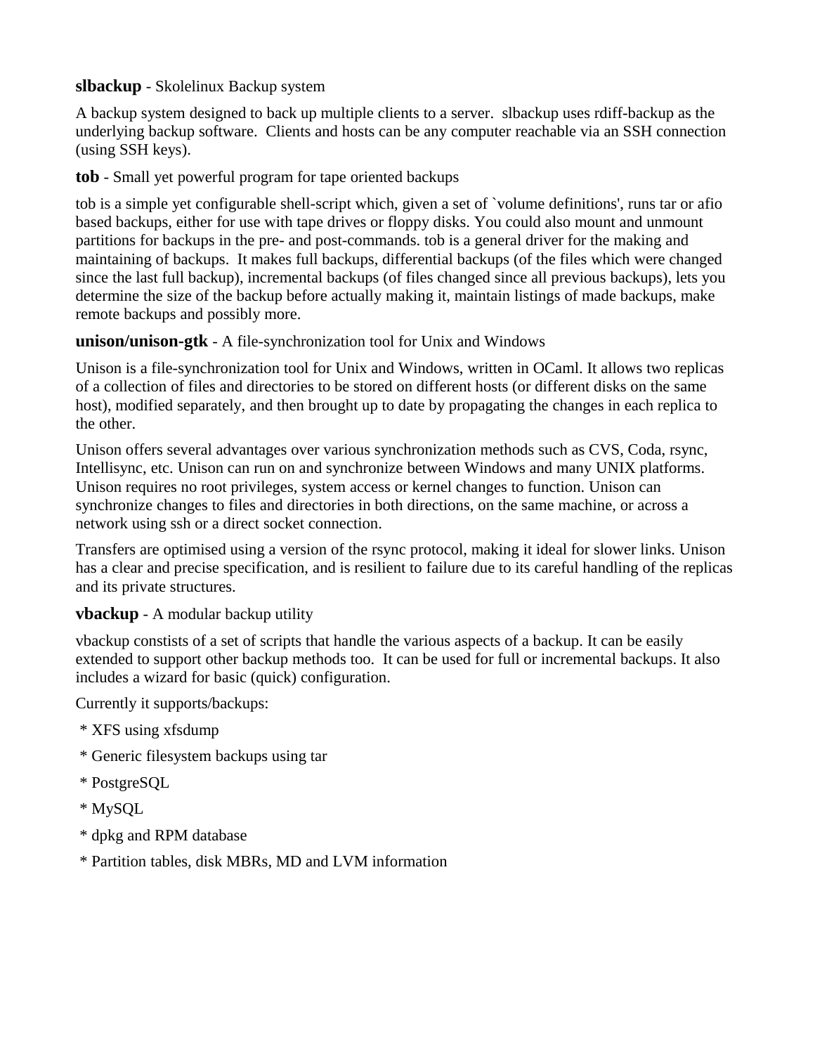**slbackup** - Skolelinux Backup system

A backup system designed to back up multiple clients to a server. slbackup uses rdiff-backup as the underlying backup software. Clients and hosts can be any computer reachable via an SSH connection (using SSH keys).

**tob** - Small yet powerful program for tape oriented backups

tob is a simple yet configurable shell-script which, given a set of `volume definitions', runs tar or afio based backups, either for use with tape drives or floppy disks. You could also mount and unmount partitions for backups in the pre- and post-commands. tob is a general driver for the making and maintaining of backups. It makes full backups, differential backups (of the files which were changed since the last full backup), incremental backups (of files changed since all previous backups), lets you determine the size of the backup before actually making it, maintain listings of made backups, make remote backups and possibly more.

**unison/unison-gtk** - A file-synchronization tool for Unix and Windows

Unison is a file-synchronization tool for Unix and Windows, written in OCaml. It allows two replicas of a collection of files and directories to be stored on different hosts (or different disks on the same host), modified separately, and then brought up to date by propagating the changes in each replica to the other.

Unison offers several advantages over various synchronization methods such as CVS, Coda, rsync, Intellisync, etc. Unison can run on and synchronize between Windows and many UNIX platforms. Unison requires no root privileges, system access or kernel changes to function. Unison can synchronize changes to files and directories in both directions, on the same machine, or across a network using ssh or a direct socket connection.

Transfers are optimised using a version of the rsync protocol, making it ideal for slower links. Unison has a clear and precise specification, and is resilient to failure due to its careful handling of the replicas and its private structures.

**vbackup** - A modular backup utility

vbackup constists of a set of scripts that handle the various aspects of a backup. It can be easily extended to support other backup methods too. It can be used for full or incremental backups. It also includes a wizard for basic (quick) configuration.

Currently it supports/backups:

* XFS using xfsdump
* Generic filesystem backups using tar
* PostgreSQL
* MySQL
* dpkg and RPM database
* Partition tables, disk MBRs, MD and LVM information